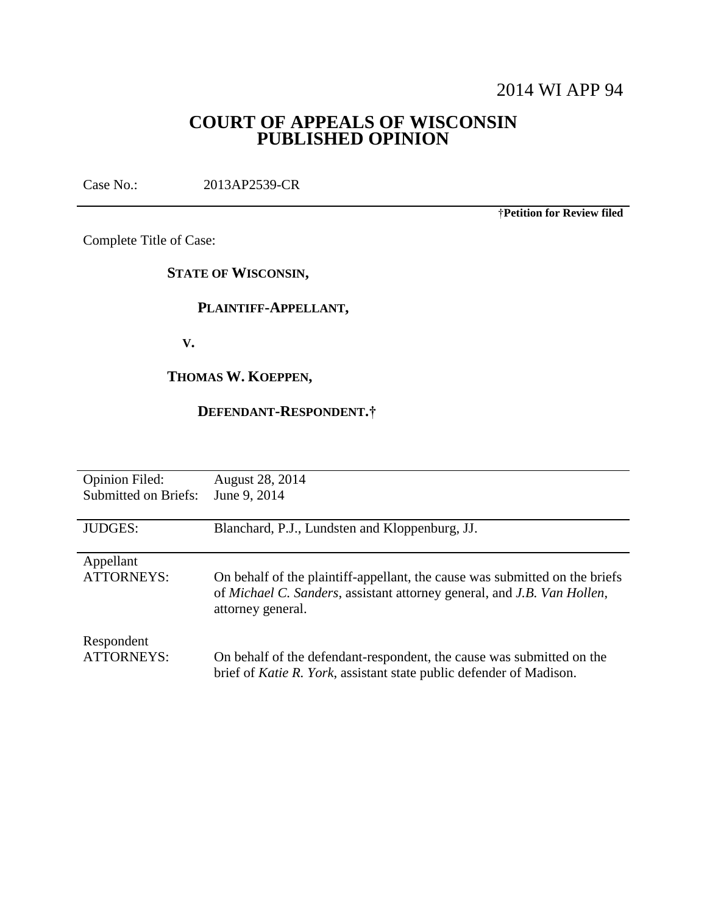2014 WI APP 94

# COURT OF APPEALS OF WISCONSIN
# PUBLISHED OPINION

Case No.: 2013AP2539-CR

†**Petition for Review filed**

Complete Title of Case:

**STATE OF WISCONSIN,**

**PLAINTIFF-APPELLANT,**

**V.**

**THOMAS W. KOEPPEN,**

**DEFENDANT-RESPONDENT.†**

| | |
|---|---|
| Opinion Filed: | August 28, 2014 |
| Submitted on Briefs: | June 9, 2014 |
| JUDGES: | Blanchard, P.J., Lundsten and Kloppenburg, JJ. |
| Appellant ATTORNEYS: | On behalf of the plaintiff-appellant, the cause was submitted on the briefs of *Michael C. Sanders*, assistant attorney general, and *J.B. Van Hollen*, attorney general. |
| Respondent ATTORNEYS: | On behalf of the defendant-respondent, the cause was submitted on the brief of *Katie R. York*, assistant state public defender of Madison. |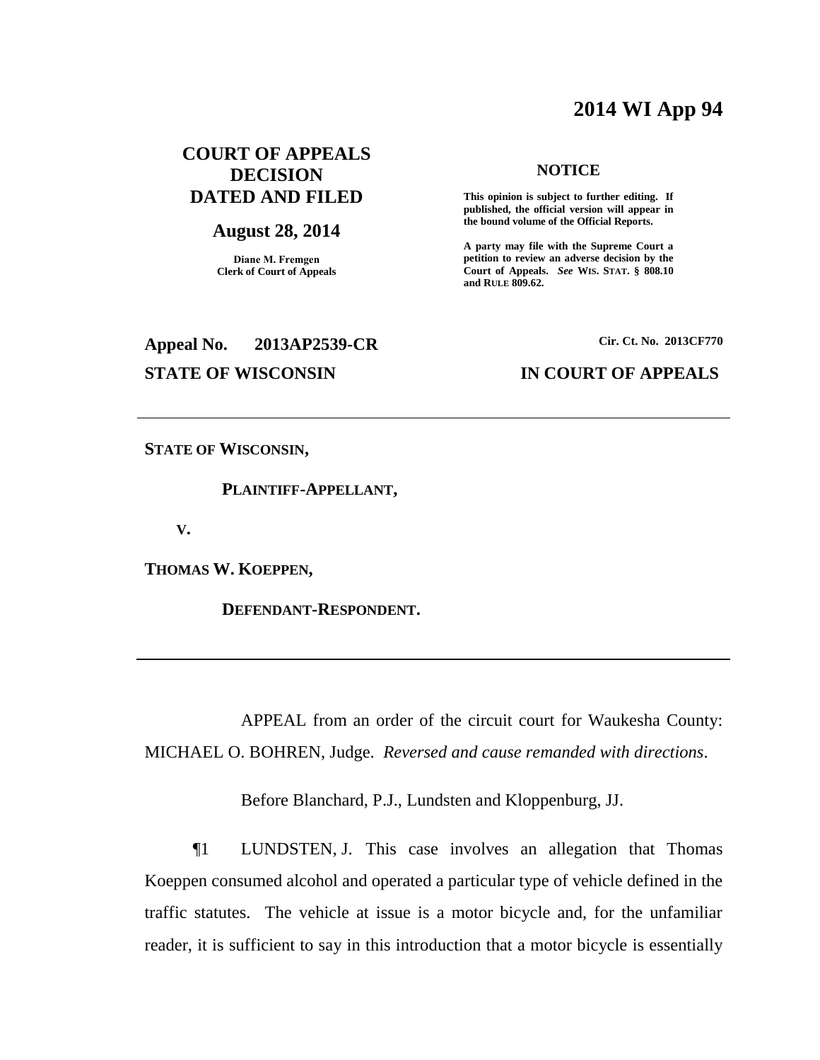**2014 WI App 94**

**COURT OF APPEALS DECISION DATED AND FILED**

**August 28, 2014**

**Diane M. Fremgen**
**Clerk of Court of Appeals**

**NOTICE**

**This opinion is subject to further editing. If published, the official version will appear in the bound volume of the Official Reports.**

**A party may file with the Supreme Court a petition to review an adverse decision by the Court of Appeals.** ***See*** **WIS. STAT. § 808.10 and RULE 809.62.**

**Appeal No. 2013AP2539-CR**

**Cir. Ct. No. 2013CF770**

**STATE OF WISCONSIN**

**IN COURT OF APPEALS**

---

**STATE OF WISCONSIN,**

**PLAINTIFF-APPELLANT,**

**V.**

**THOMAS W. KOEPPEN,**

**DEFENDANT-RESPONDENT.**

---

APPEAL from an order of the circuit court for Waukesha County: MICHAEL O. BOHREN, Judge. *Reversed and cause remanded with directions*.

Before Blanchard, P.J., Lundsten and Kloppenburg, JJ.

¶1 LUNDSTEN, J. This case involves an allegation that Thomas Koeppen consumed alcohol and operated a particular type of vehicle defined in the traffic statutes. The vehicle at issue is a motor bicycle and, for the unfamiliar reader, it is sufficient to say in this introduction that a motor bicycle is essentially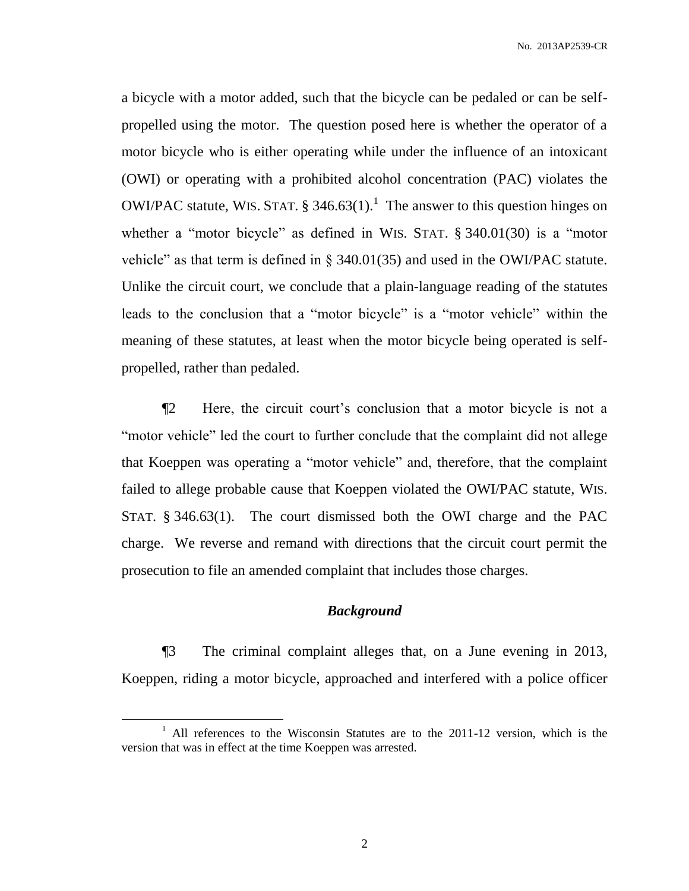a bicycle with a motor added, such that the bicycle can be pedaled or can be self-propelled using the motor. The question posed here is whether the operator of a motor bicycle who is either operating while under the influence of an intoxicant (OWI) or operating with a prohibited alcohol concentration (PAC) violates the OWI/PAC statute, WIS. STAT. § 346.63(1).[1] The answer to this question hinges on whether a "motor bicycle" as defined in WIS. STAT. § 340.01(30) is a "motor vehicle" as that term is defined in § 340.01(35) and used in the OWI/PAC statute. Unlike the circuit court, we conclude that a plain-language reading of the statutes leads to the conclusion that a "motor bicycle" is a "motor vehicle" within the meaning of these statutes, at least when the motor bicycle being operated is self-propelled, rather than pedaled.

¶2 Here, the circuit court's conclusion that a motor bicycle is not a "motor vehicle" led the court to further conclude that the complaint did not allege that Koeppen was operating a "motor vehicle" and, therefore, that the complaint failed to allege probable cause that Koeppen violated the OWI/PAC statute, WIS. STAT. § 346.63(1). The court dismissed both the OWI charge and the PAC charge. We reverse and remand with directions that the circuit court permit the prosecution to file an amended complaint that includes those charges.

### *Background*

¶3 The criminal complaint alleges that, on a June evening in 2013, Koeppen, riding a motor bicycle, approached and interfered with a police officer

[1] All references to the Wisconsin Statutes are to the 2011-12 version, which is the version that was in effect at the time Koeppen was arrested.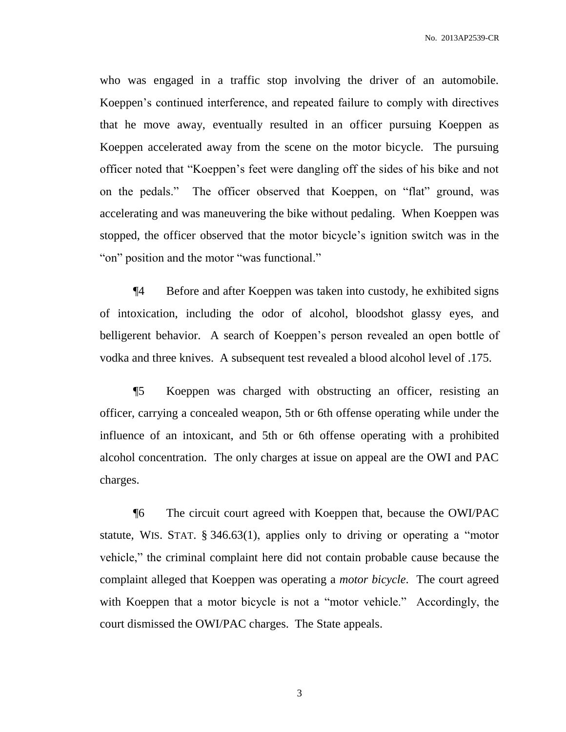who was engaged in a traffic stop involving the driver of an automobile. Koeppen's continued interference, and repeated failure to comply with directives that he move away, eventually resulted in an officer pursuing Koeppen as Koeppen accelerated away from the scene on the motor bicycle. The pursuing officer noted that "Koeppen's feet were dangling off the sides of his bike and not on the pedals." The officer observed that Koeppen, on "flat" ground, was accelerating and was maneuvering the bike without pedaling. When Koeppen was stopped, the officer observed that the motor bicycle's ignition switch was in the "on" position and the motor "was functional."

¶4 Before and after Koeppen was taken into custody, he exhibited signs of intoxication, including the odor of alcohol, bloodshot glassy eyes, and belligerent behavior. A search of Koeppen's person revealed an open bottle of vodka and three knives. A subsequent test revealed a blood alcohol level of .175.

¶5 Koeppen was charged with obstructing an officer, resisting an officer, carrying a concealed weapon, 5th or 6th offense operating while under the influence of an intoxicant, and 5th or 6th offense operating with a prohibited alcohol concentration. The only charges at issue on appeal are the OWI and PAC charges.

¶6 The circuit court agreed with Koeppen that, because the OWI/PAC statute, WIS. STAT. § 346.63(1), applies only to driving or operating a "motor vehicle," the criminal complaint here did not contain probable cause because the complaint alleged that Koeppen was operating a *motor bicycle*. The court agreed with Koeppen that a motor bicycle is not a "motor vehicle." Accordingly, the court dismissed the OWI/PAC charges. The State appeals.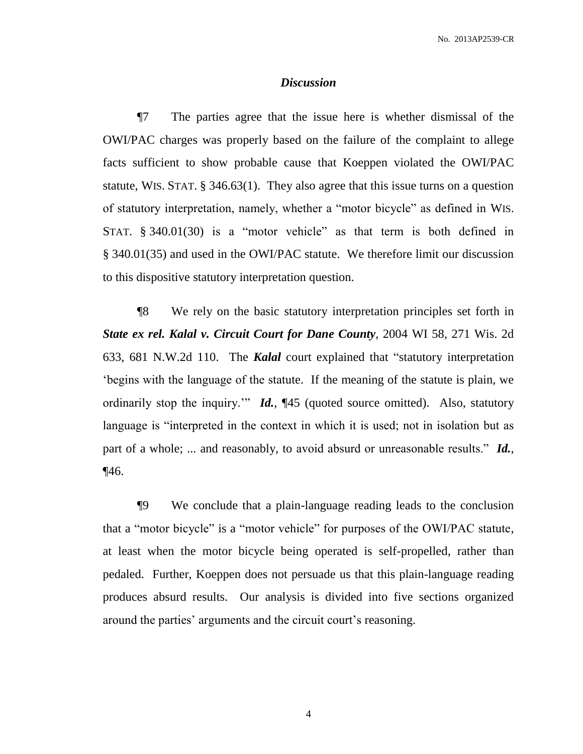### *Discussion*

¶7 The parties agree that the issue here is whether dismissal of the OWI/PAC charges was properly based on the failure of the complaint to allege facts sufficient to show probable cause that Koeppen violated the OWI/PAC statute, WIS. STAT. § 346.63(1). They also agree that this issue turns on a question of statutory interpretation, namely, whether a "motor bicycle" as defined in WIS. STAT. § 340.01(30) is a "motor vehicle" as that term is both defined in § 340.01(35) and used in the OWI/PAC statute. We therefore limit our discussion to this dispositive statutory interpretation question.

¶8 We rely on the basic statutory interpretation principles set forth in ***State ex rel. Kalal v. Circuit Court for Dane County***, 2004 WI 58, 271 Wis. 2d 633, 681 N.W.2d 110. The ***Kalal*** court explained that "statutory interpretation 'begins with the language of the statute. If the meaning of the statute is plain, we ordinarily stop the inquiry.'" ***Id.***, ¶45 (quoted source omitted). Also, statutory language is "interpreted in the context in which it is used; not in isolation but as part of a whole; ... and reasonably, to avoid absurd or unreasonable results." ***Id.***, ¶46.

¶9 We conclude that a plain-language reading leads to the conclusion that a "motor bicycle" is a "motor vehicle" for purposes of the OWI/PAC statute, at least when the motor bicycle being operated is self-propelled, rather than pedaled. Further, Koeppen does not persuade us that this plain-language reading produces absurd results. Our analysis is divided into five sections organized around the parties' arguments and the circuit court's reasoning.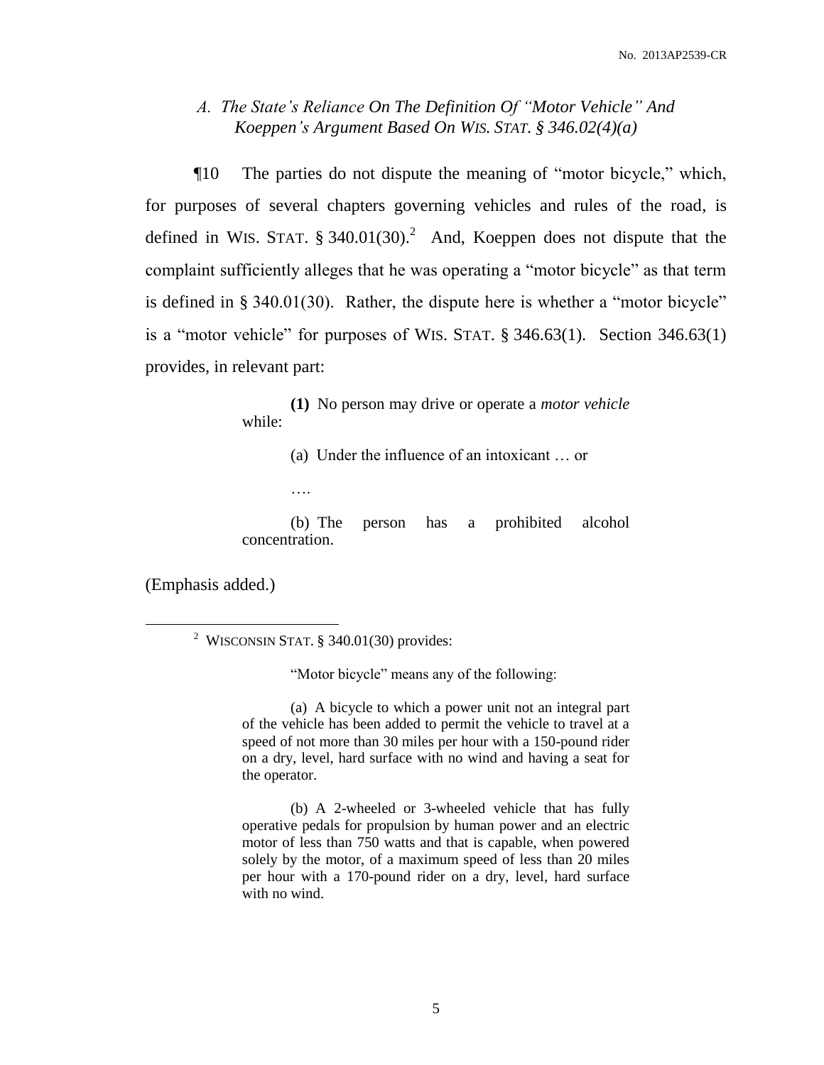### *A. The State's Reliance On The Definition Of "Motor Vehicle" And Koeppen's Argument Based On* WIS. STAT. *§ 346.02(4)(a)*

¶10 The parties do not dispute the meaning of "motor bicycle," which, for purposes of several chapters governing vehicles and rules of the road, is defined in WIS. STAT. § 340.01(30).[2] And, Koeppen does not dispute that the complaint sufficiently alleges that he was operating a "motor bicycle" as that term is defined in § 340.01(30). Rather, the dispute here is whether a "motor bicycle" is a "motor vehicle" for purposes of WIS. STAT. § 346.63(1). Section 346.63(1) provides, in relevant part:

> **(1)** No person may drive or operate a *motor vehicle* while:
>
> (a) Under the influence of an intoxicant … or
>
> ….
>
> (b) The person has a prohibited alcohol concentration.

(Emphasis added.)

---

[2] WISCONSIN STAT. § 340.01(30) provides:

> "Motor bicycle" means any of the following:
>
> (a) A bicycle to which a power unit not an integral part of the vehicle has been added to permit the vehicle to travel at a speed of not more than 30 miles per hour with a 150-pound rider on a dry, level, hard surface with no wind and having a seat for the operator.
>
> (b) A 2-wheeled or 3-wheeled vehicle that has fully operative pedals for propulsion by human power and an electric motor of less than 750 watts and that is capable, when powered solely by the motor, of a maximum speed of less than 20 miles per hour with a 170-pound rider on a dry, level, hard surface with no wind.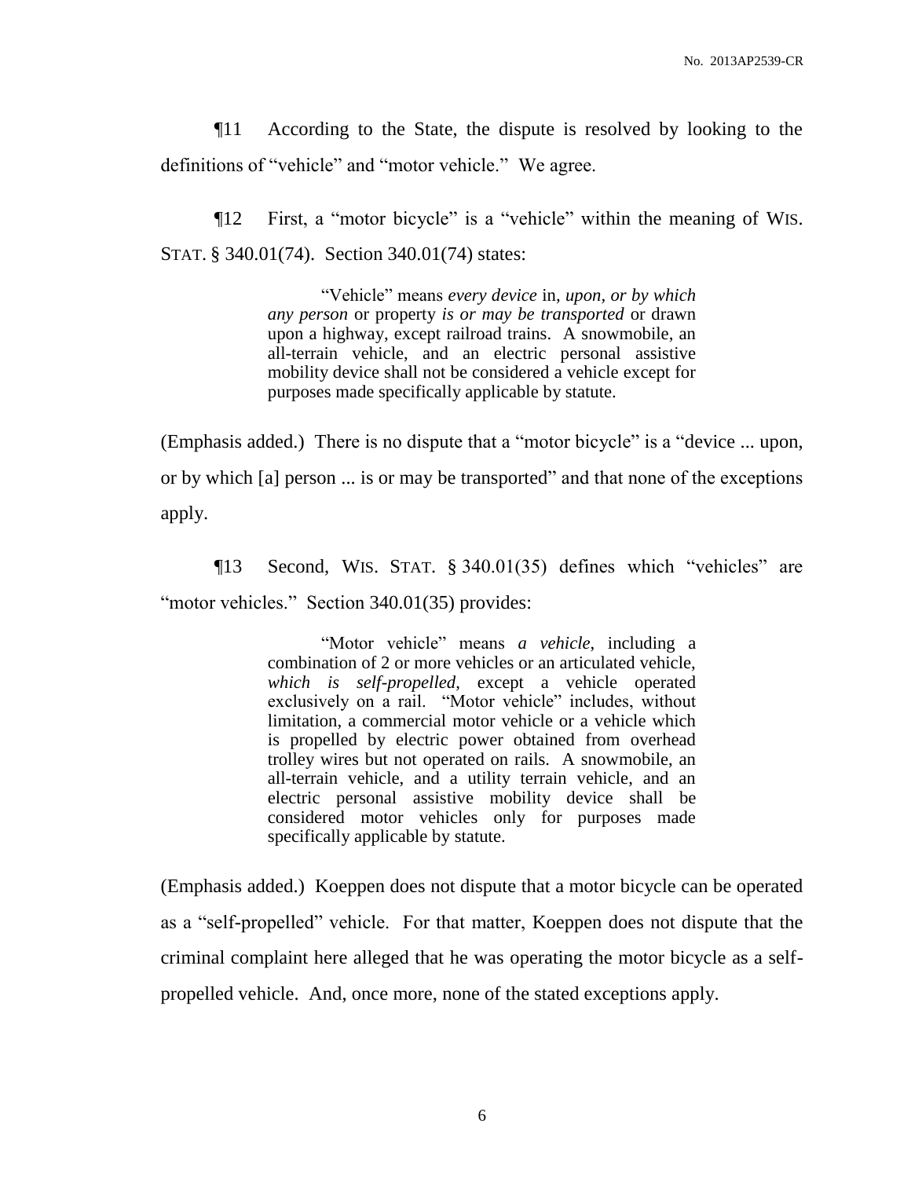¶11 According to the State, the dispute is resolved by looking to the definitions of "vehicle" and "motor vehicle." We agree.

¶12 First, a "motor bicycle" is a "vehicle" within the meaning of WIS. STAT. § 340.01(74). Section 340.01(74) states:

> "Vehicle" means *every device* in, *upon, or by which any person* or property *is or may be transported* or drawn upon a highway, except railroad trains. A snowmobile, an all-terrain vehicle, and an electric personal assistive mobility device shall not be considered a vehicle except for purposes made specifically applicable by statute.

(Emphasis added.) There is no dispute that a "motor bicycle" is a "device ... upon, or by which [a] person ... is or may be transported" and that none of the exceptions apply.

¶13 Second, WIS. STAT. § 340.01(35) defines which "vehicles" are "motor vehicles." Section 340.01(35) provides:

> "Motor vehicle" means *a vehicle*, including a combination of 2 or more vehicles or an articulated vehicle, *which is self-propelled*, except a vehicle operated exclusively on a rail. "Motor vehicle" includes, without limitation, a commercial motor vehicle or a vehicle which is propelled by electric power obtained from overhead trolley wires but not operated on rails. A snowmobile, an all-terrain vehicle, and a utility terrain vehicle, and an electric personal assistive mobility device shall be considered motor vehicles only for purposes made specifically applicable by statute.

(Emphasis added.) Koeppen does not dispute that a motor bicycle can be operated as a "self-propelled" vehicle. For that matter, Koeppen does not dispute that the criminal complaint here alleged that he was operating the motor bicycle as a self-propelled vehicle. And, once more, none of the stated exceptions apply.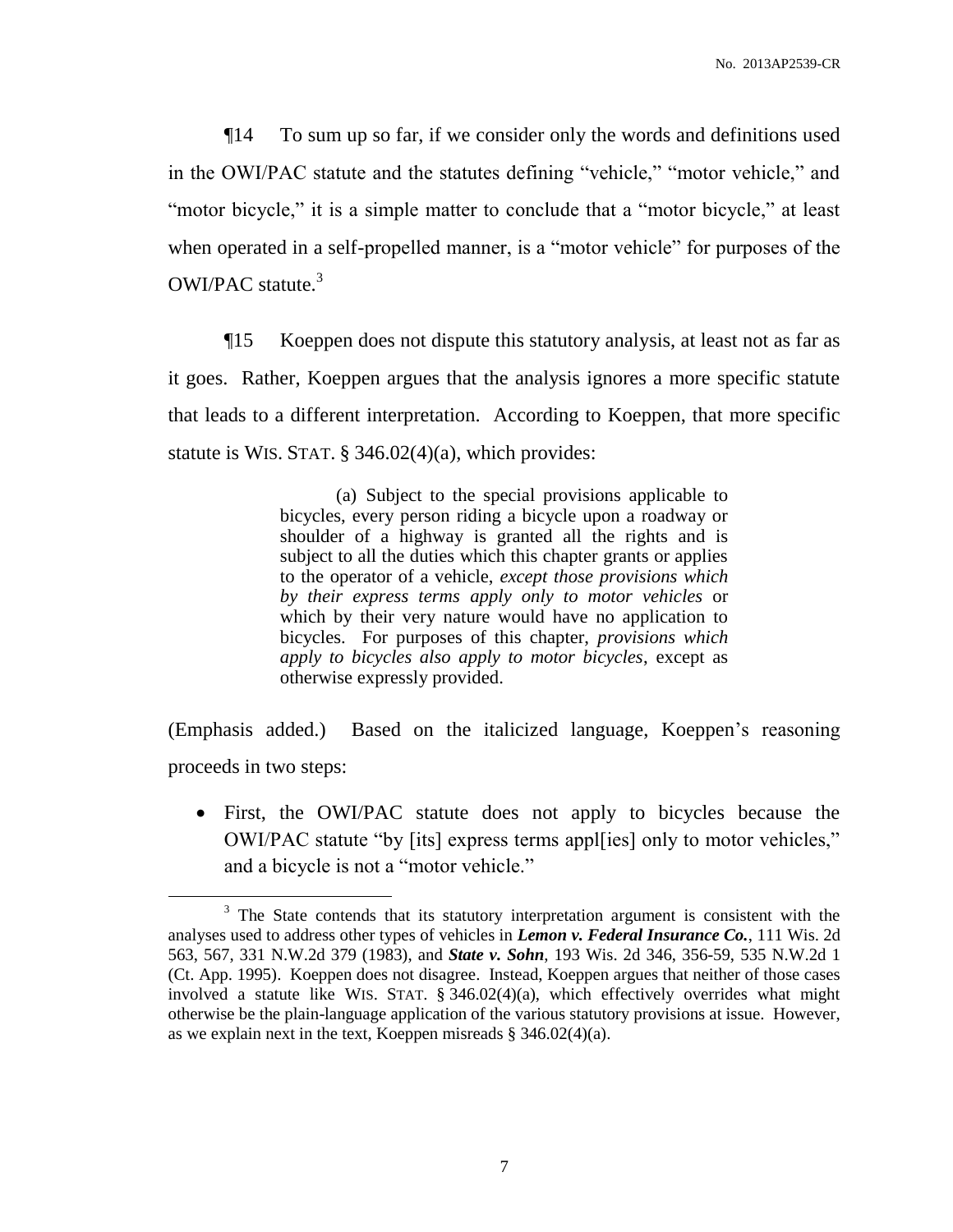¶14 To sum up so far, if we consider only the words and definitions used in the OWI/PAC statute and the statutes defining "vehicle," "motor vehicle," and "motor bicycle," it is a simple matter to conclude that a "motor bicycle," at least when operated in a self-propelled manner, is a "motor vehicle" for purposes of the OWI/PAC statute.[3]

¶15 Koeppen does not dispute this statutory analysis, at least not as far as it goes. Rather, Koeppen argues that the analysis ignores a more specific statute that leads to a different interpretation. According to Koeppen, that more specific statute is WIS. STAT. § 346.02(4)(a), which provides:

> (a) Subject to the special provisions applicable to bicycles, every person riding a bicycle upon a roadway or shoulder of a highway is granted all the rights and is subject to all the duties which this chapter grants or applies to the operator of a vehicle, *except those provisions which by their express terms apply only to motor vehicles* or which by their very nature would have no application to bicycles. For purposes of this chapter, *provisions which apply to bicycles also apply to motor bicycles*, except as otherwise expressly provided.

(Emphasis added.) Based on the italicized language, Koeppen's reasoning proceeds in two steps:

- First, the OWI/PAC statute does not apply to bicycles because the OWI/PAC statute "by [its] express terms appl[ies] only to motor vehicles," and a bicycle is not a "motor vehicle."

[3] The State contends that its statutory interpretation argument is consistent with the analyses used to address other types of vehicles in ***Lemon v. Federal Insurance Co.***, 111 Wis. 2d 563, 567, 331 N.W.2d 379 (1983), and ***State v. Sohn***, 193 Wis. 2d 346, 356-59, 535 N.W.2d 1 (Ct. App. 1995). Koeppen does not disagree. Instead, Koeppen argues that neither of those cases involved a statute like WIS. STAT. § 346.02(4)(a), which effectively overrides what might otherwise be the plain-language application of the various statutory provisions at issue. However, as we explain next in the text, Koeppen misreads § 346.02(4)(a).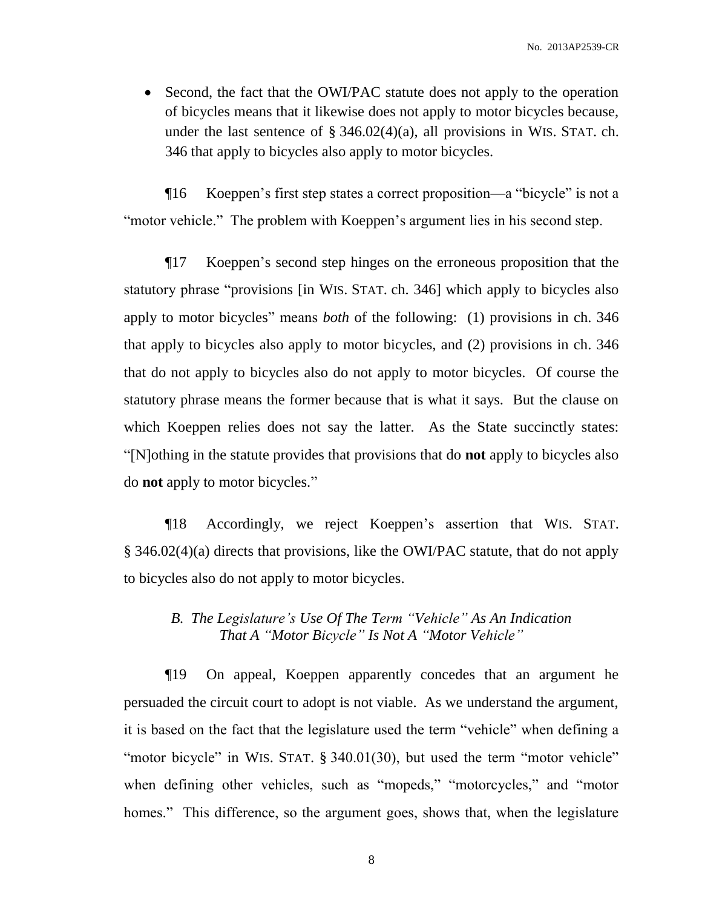- Second, the fact that the OWI/PAC statute does not apply to the operation of bicycles means that it likewise does not apply to motor bicycles because, under the last sentence of § 346.02(4)(a), all provisions in WIS. STAT. ch. 346 that apply to bicycles also apply to motor bicycles.

¶16 Koeppen's first step states a correct proposition—a "bicycle" is not a "motor vehicle." The problem with Koeppen's argument lies in his second step.

¶17 Koeppen's second step hinges on the erroneous proposition that the statutory phrase "provisions [in WIS. STAT. ch. 346] which apply to bicycles also apply to motor bicycles" means *both* of the following: (1) provisions in ch. 346 that apply to bicycles also apply to motor bicycles, and (2) provisions in ch. 346 that do not apply to bicycles also do not apply to motor bicycles. Of course the statutory phrase means the former because that is what it says. But the clause on which Koeppen relies does not say the latter. As the State succinctly states: "[N]othing in the statute provides that provisions that do **not** apply to bicycles also do **not** apply to motor bicycles."

¶18 Accordingly, we reject Koeppen's assertion that WIS. STAT. § 346.02(4)(a) directs that provisions, like the OWI/PAC statute, that do not apply to bicycles also do not apply to motor bicycles.

### *B. The Legislature's Use Of The Term "Vehicle" As An Indication That A "Motor Bicycle" Is Not A "Motor Vehicle"*

¶19 On appeal, Koeppen apparently concedes that an argument he persuaded the circuit court to adopt is not viable. As we understand the argument, it is based on the fact that the legislature used the term "vehicle" when defining a "motor bicycle" in WIS. STAT. § 340.01(30), but used the term "motor vehicle" when defining other vehicles, such as "mopeds," "motorcycles," and "motor homes." This difference, so the argument goes, shows that, when the legislature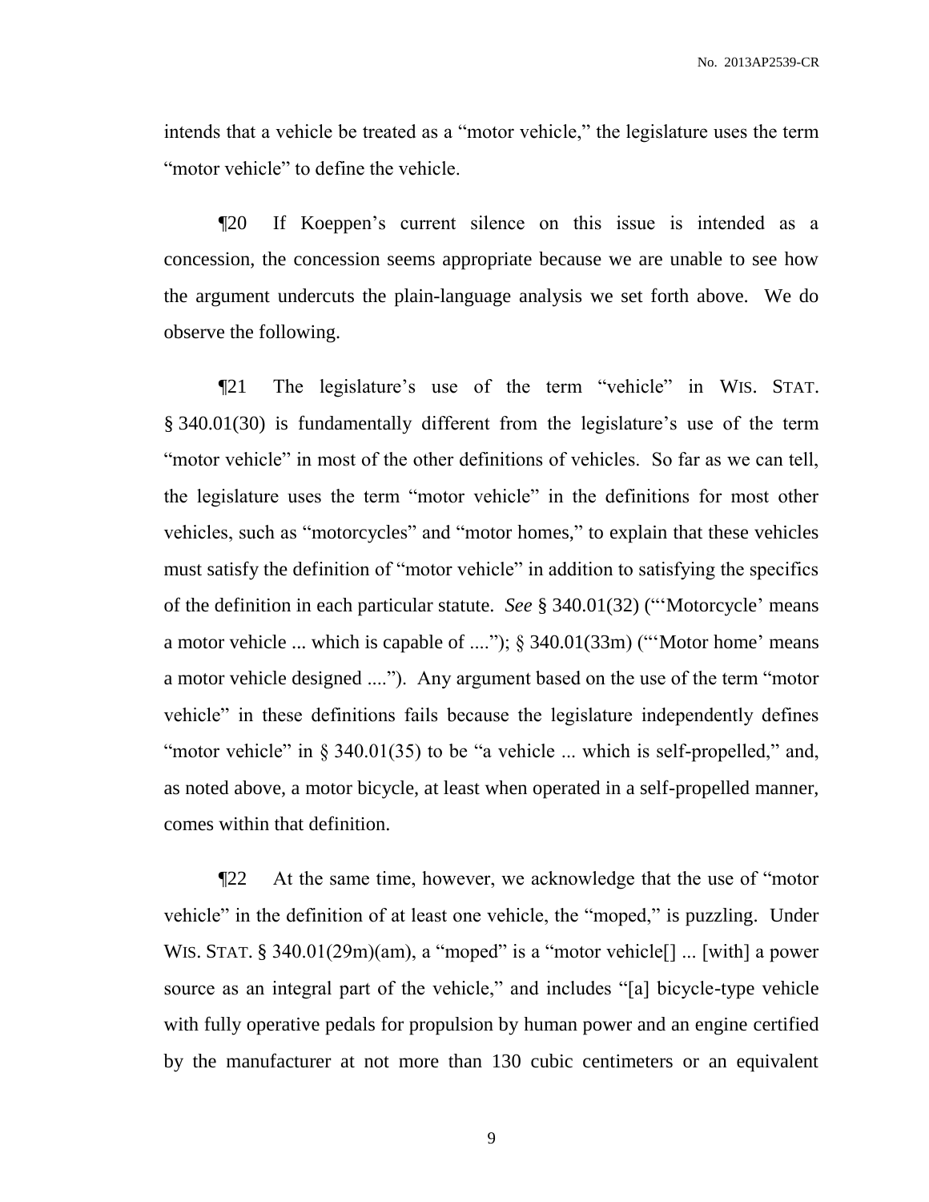intends that a vehicle be treated as a "motor vehicle," the legislature uses the term "motor vehicle" to define the vehicle.

¶20 If Koeppen's current silence on this issue is intended as a concession, the concession seems appropriate because we are unable to see how the argument undercuts the plain-language analysis we set forth above. We do observe the following.

¶21 The legislature's use of the term "vehicle" in WIS. STAT. § 340.01(30) is fundamentally different from the legislature's use of the term "motor vehicle" in most of the other definitions of vehicles. So far as we can tell, the legislature uses the term "motor vehicle" in the definitions for most other vehicles, such as "motorcycles" and "motor homes," to explain that these vehicles must satisfy the definition of "motor vehicle" in addition to satisfying the specifics of the definition in each particular statute. *See* § 340.01(32) ("'Motorcycle' means a motor vehicle ... which is capable of ...."); § 340.01(33m) ("'Motor home' means a motor vehicle designed ...."). Any argument based on the use of the term "motor vehicle" in these definitions fails because the legislature independently defines "motor vehicle" in § 340.01(35) to be "a vehicle ... which is self-propelled," and, as noted above, a motor bicycle, at least when operated in a self-propelled manner, comes within that definition.

¶22 At the same time, however, we acknowledge that the use of "motor vehicle" in the definition of at least one vehicle, the "moped," is puzzling. Under WIS. STAT. § 340.01(29m)(am), a "moped" is a "motor vehicle[] ... [with] a power source as an integral part of the vehicle," and includes "[a] bicycle-type vehicle with fully operative pedals for propulsion by human power and an engine certified by the manufacturer at not more than 130 cubic centimeters or an equivalent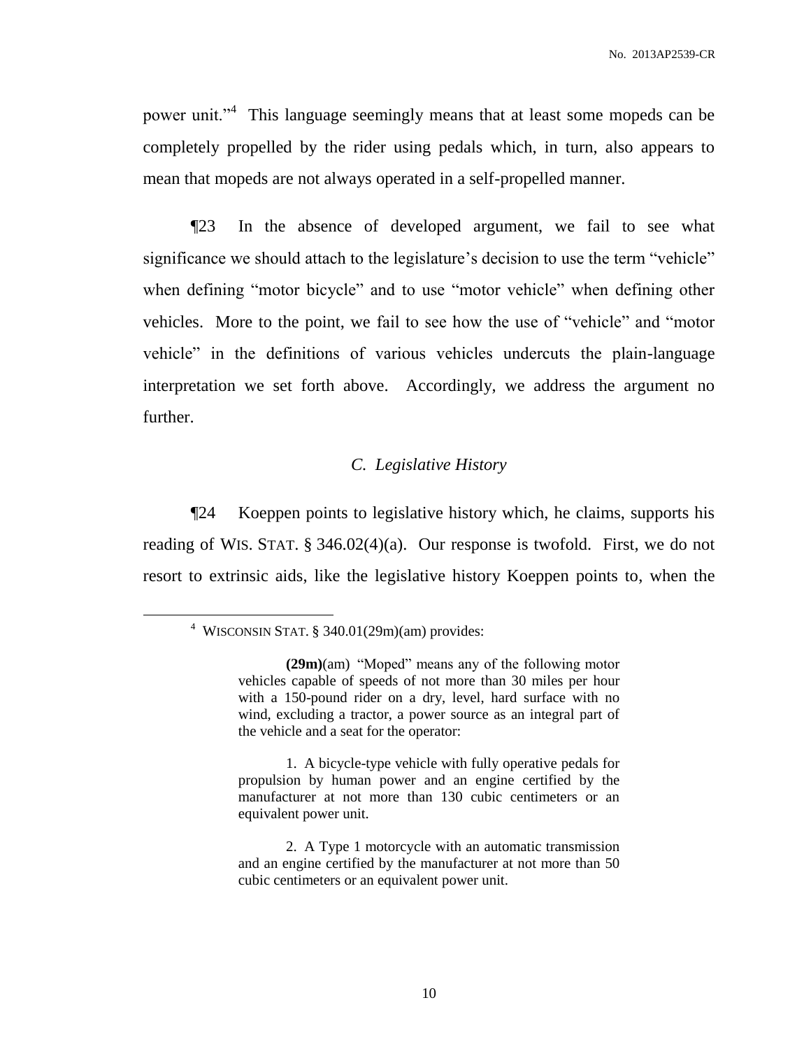power unit."[4] This language seemingly means that at least some mopeds can be completely propelled by the rider using pedals which, in turn, also appears to mean that mopeds are not always operated in a self-propelled manner.

¶23 In the absence of developed argument, we fail to see what significance we should attach to the legislature's decision to use the term "vehicle" when defining "motor bicycle" and to use "motor vehicle" when defining other vehicles. More to the point, we fail to see how the use of "vehicle" and "motor vehicle" in the definitions of various vehicles undercuts the plain-language interpretation we set forth above. Accordingly, we address the argument no further.

### *C. Legislative History*

¶24 Koeppen points to legislative history which, he claims, supports his reading of WIS. STAT. § 346.02(4)(a). Our response is twofold. First, we do not resort to extrinsic aids, like the legislative history Koeppen points to, when the

---

[4] WISCONSIN STAT. § 340.01(29m)(am) provides:

> **(29m)**(am) "Moped" means any of the following motor vehicles capable of speeds of not more than 30 miles per hour with a 150-pound rider on a dry, level, hard surface with no wind, excluding a tractor, a power source as an integral part of the vehicle and a seat for the operator:
>
> 1. A bicycle-type vehicle with fully operative pedals for propulsion by human power and an engine certified by the manufacturer at not more than 130 cubic centimeters or an equivalent power unit.
>
> 2. A Type 1 motorcycle with an automatic transmission and an engine certified by the manufacturer at not more than 50 cubic centimeters or an equivalent power unit.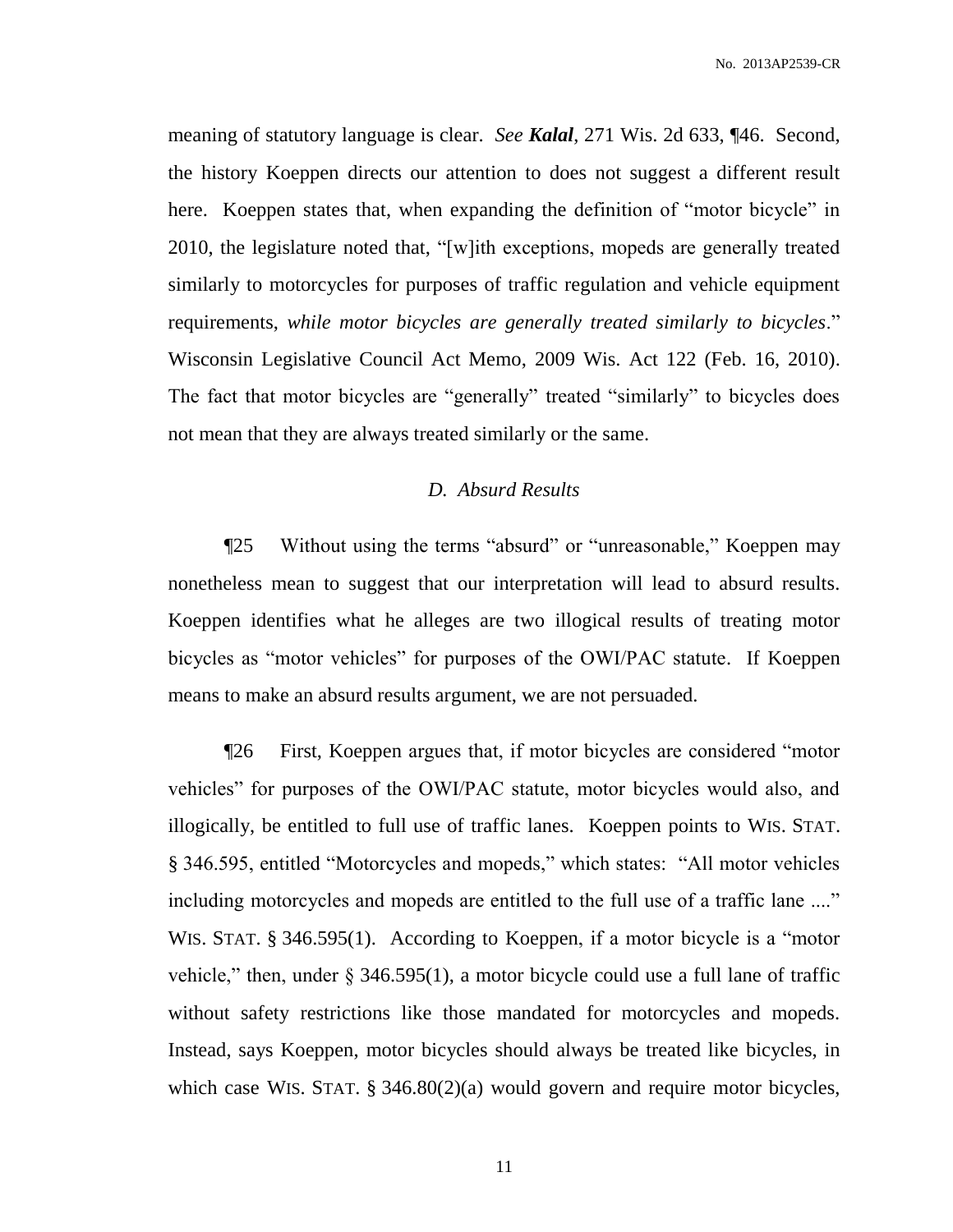meaning of statutory language is clear. *See* ***Kalal***, 271 Wis. 2d 633, ¶46. Second, the history Koeppen directs our attention to does not suggest a different result here. Koeppen states that, when expanding the definition of "motor bicycle" in 2010, the legislature noted that, "[w]ith exceptions, mopeds are generally treated similarly to motorcycles for purposes of traffic regulation and vehicle equipment requirements, *while motor bicycles are generally treated similarly to bicycles*." Wisconsin Legislative Council Act Memo, 2009 Wis. Act 122 (Feb. 16, 2010). The fact that motor bicycles are "generally" treated "similarly" to bicycles does not mean that they are always treated similarly or the same.

### *D. Absurd Results*

¶25 Without using the terms "absurd" or "unreasonable," Koeppen may nonetheless mean to suggest that our interpretation will lead to absurd results. Koeppen identifies what he alleges are two illogical results of treating motor bicycles as "motor vehicles" for purposes of the OWI/PAC statute. If Koeppen means to make an absurd results argument, we are not persuaded.

¶26 First, Koeppen argues that, if motor bicycles are considered "motor vehicles" for purposes of the OWI/PAC statute, motor bicycles would also, and illogically, be entitled to full use of traffic lanes. Koeppen points to WIS. STAT. § 346.595, entitled "Motorcycles and mopeds," which states: "All motor vehicles including motorcycles and mopeds are entitled to the full use of a traffic lane ...." WIS. STAT. § 346.595(1). According to Koeppen, if a motor bicycle is a "motor vehicle," then, under § 346.595(1), a motor bicycle could use a full lane of traffic without safety restrictions like those mandated for motorcycles and mopeds. Instead, says Koeppen, motor bicycles should always be treated like bicycles, in which case WIS. STAT. § 346.80(2)(a) would govern and require motor bicycles,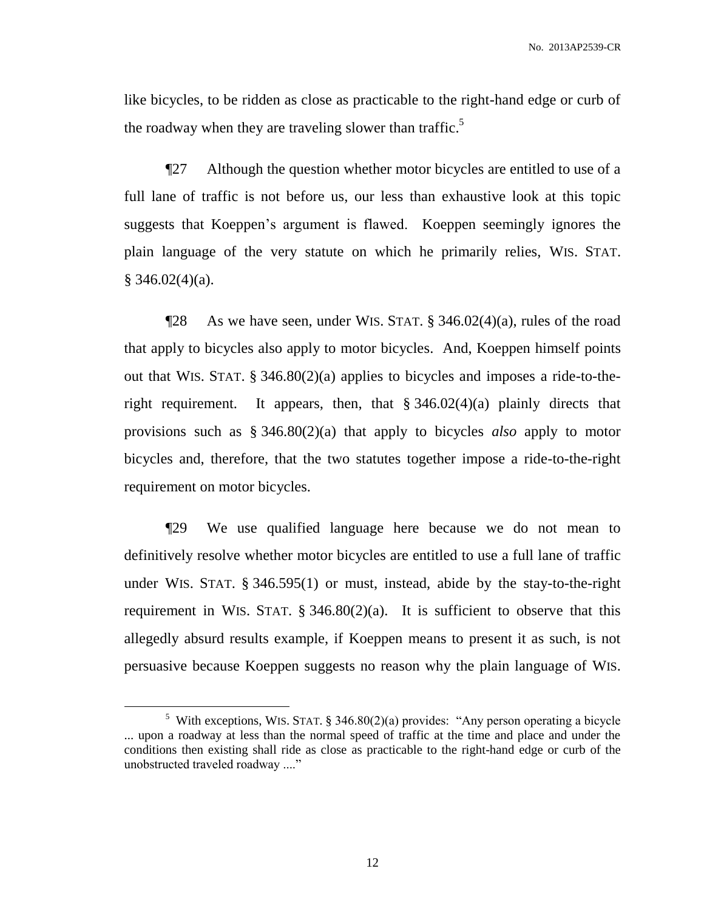like bicycles, to be ridden as close as practicable to the right-hand edge or curb of the roadway when they are traveling slower than traffic.[5]

¶27 Although the question whether motor bicycles are entitled to use of a full lane of traffic is not before us, our less than exhaustive look at this topic suggests that Koeppen's argument is flawed. Koeppen seemingly ignores the plain language of the very statute on which he primarily relies, WIS. STAT. § 346.02(4)(a).

¶28 As we have seen, under WIS. STAT. § 346.02(4)(a), rules of the road that apply to bicycles also apply to motor bicycles. And, Koeppen himself points out that WIS. STAT. § 346.80(2)(a) applies to bicycles and imposes a ride-to-the-right requirement. It appears, then, that § 346.02(4)(a) plainly directs that provisions such as § 346.80(2)(a) that apply to bicycles *also* apply to motor bicycles and, therefore, that the two statutes together impose a ride-to-the-right requirement on motor bicycles.

¶29 We use qualified language here because we do not mean to definitively resolve whether motor bicycles are entitled to use a full lane of traffic under WIS. STAT. § 346.595(1) or must, instead, abide by the stay-to-the-right requirement in WIS. STAT. § 346.80(2)(a). It is sufficient to observe that this allegedly absurd results example, if Koeppen means to present it as such, is not persuasive because Koeppen suggests no reason why the plain language of WIS.

---

[5] With exceptions, WIS. STAT. § 346.80(2)(a) provides: "Any person operating a bicycle ... upon a roadway at less than the normal speed of traffic at the time and place and under the conditions then existing shall ride as close as practicable to the right-hand edge or curb of the unobstructed traveled roadway ...."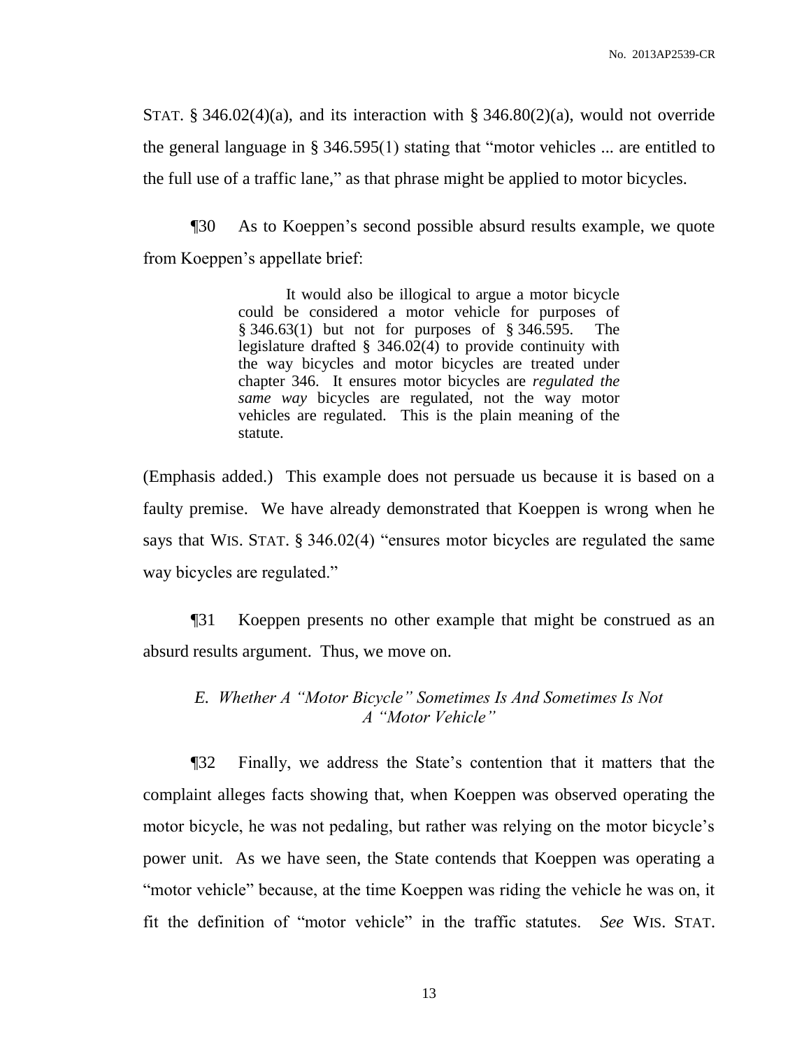STAT. § 346.02(4)(a), and its interaction with § 346.80(2)(a), would not override the general language in § 346.595(1) stating that "motor vehicles ... are entitled to the full use of a traffic lane," as that phrase might be applied to motor bicycles.

¶30 As to Koeppen's second possible absurd results example, we quote from Koeppen's appellate brief:

> It would also be illogical to argue a motor bicycle could be considered a motor vehicle for purposes of § 346.63(1) but not for purposes of § 346.595. The legislature drafted § 346.02(4) to provide continuity with the way bicycles and motor bicycles are treated under chapter 346. It ensures motor bicycles are *regulated the same way* bicycles are regulated, not the way motor vehicles are regulated. This is the plain meaning of the statute.

(Emphasis added.) This example does not persuade us because it is based on a faulty premise. We have already demonstrated that Koeppen is wrong when he says that WIS. STAT. § 346.02(4) "ensures motor bicycles are regulated the same way bicycles are regulated."

¶31 Koeppen presents no other example that might be construed as an absurd results argument. Thus, we move on.

### *E. Whether A "Motor Bicycle" Sometimes Is And Sometimes Is Not A "Motor Vehicle"*

¶32 Finally, we address the State's contention that it matters that the complaint alleges facts showing that, when Koeppen was observed operating the motor bicycle, he was not pedaling, but rather was relying on the motor bicycle's power unit. As we have seen, the State contends that Koeppen was operating a "motor vehicle" because, at the time Koeppen was riding the vehicle he was on, it fit the definition of "motor vehicle" in the traffic statutes. *See* WIS. STAT.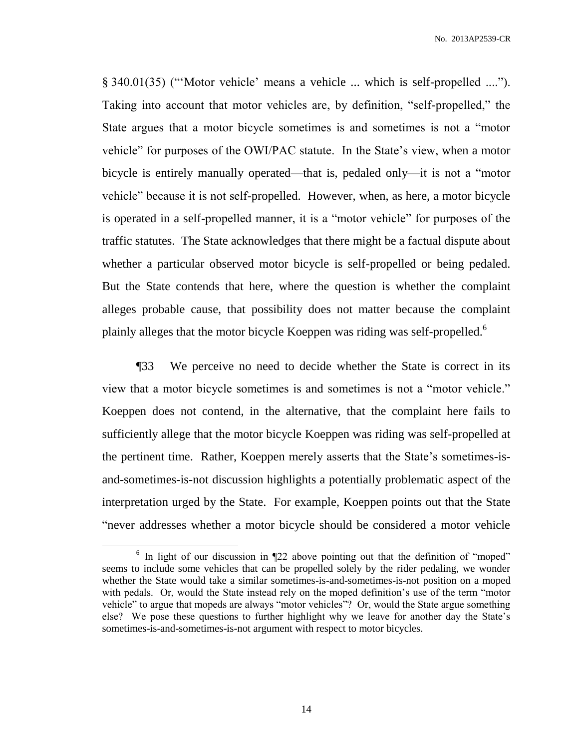§ 340.01(35) ("'Motor vehicle' means a vehicle ... which is self-propelled ...."). Taking into account that motor vehicles are, by definition, "self-propelled," the State argues that a motor bicycle sometimes is and sometimes is not a "motor vehicle" for purposes of the OWI/PAC statute. In the State's view, when a motor bicycle is entirely manually operated—that is, pedaled only—it is not a "motor vehicle" because it is not self-propelled. However, when, as here, a motor bicycle is operated in a self-propelled manner, it is a "motor vehicle" for purposes of the traffic statutes. The State acknowledges that there might be a factual dispute about whether a particular observed motor bicycle is self-propelled or being pedaled. But the State contends that here, where the question is whether the complaint alleges probable cause, that possibility does not matter because the complaint plainly alleges that the motor bicycle Koeppen was riding was self-propelled.[6]

¶33 We perceive no need to decide whether the State is correct in its view that a motor bicycle sometimes is and sometimes is not a "motor vehicle." Koeppen does not contend, in the alternative, that the complaint here fails to sufficiently allege that the motor bicycle Koeppen was riding was self-propelled at the pertinent time. Rather, Koeppen merely asserts that the State's sometimes-is-and-sometimes-is-not discussion highlights a potentially problematic aspect of the interpretation urged by the State. For example, Koeppen points out that the State "never addresses whether a motor bicycle should be considered a motor vehicle

---

[6] In light of our discussion in ¶22 above pointing out that the definition of "moped" seems to include some vehicles that can be propelled solely by the rider pedaling, we wonder whether the State would take a similar sometimes-is-and-sometimes-is-not position on a moped with pedals. Or, would the State instead rely on the moped definition's use of the term "motor vehicle" to argue that mopeds are always "motor vehicles"? Or, would the State argue something else? We pose these questions to further highlight why we leave for another day the State's sometimes-is-and-sometimes-is-not argument with respect to motor bicycles.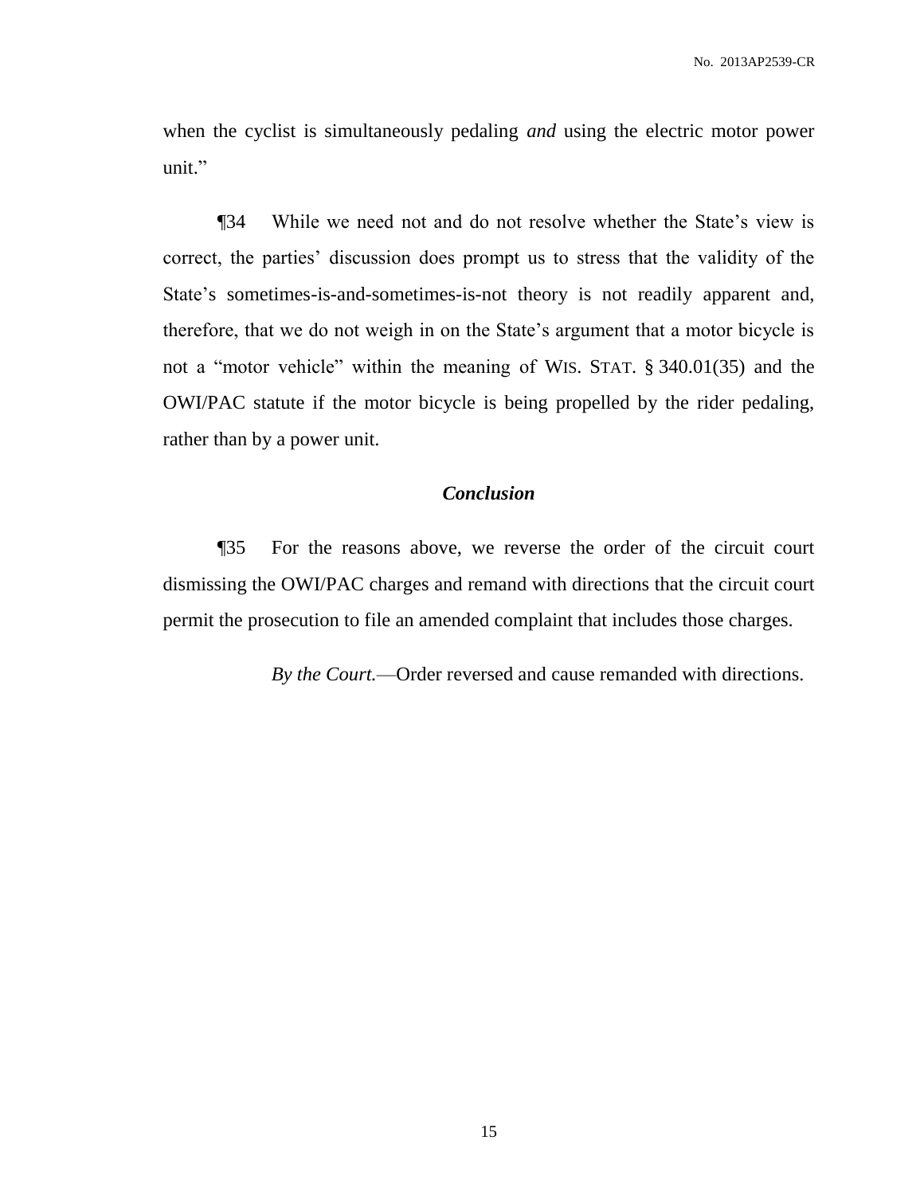when the cyclist is simultaneously pedaling *and* using the electric motor power unit."

¶34 While we need not and do not resolve whether the State's view is correct, the parties' discussion does prompt us to stress that the validity of the State's sometimes-is-and-sometimes-is-not theory is not readily apparent and, therefore, that we do not weigh in on the State's argument that a motor bicycle is not a "motor vehicle" within the meaning of WIS. STAT. § 340.01(35) and the OWI/PAC statute if the motor bicycle is being propelled by the rider pedaling, rather than by a power unit.

### *Conclusion*

¶35 For the reasons above, we reverse the order of the circuit court dismissing the OWI/PAC charges and remand with directions that the circuit court permit the prosecution to file an amended complaint that includes those charges.

*By the Court.*—Order reversed and cause remanded with directions.